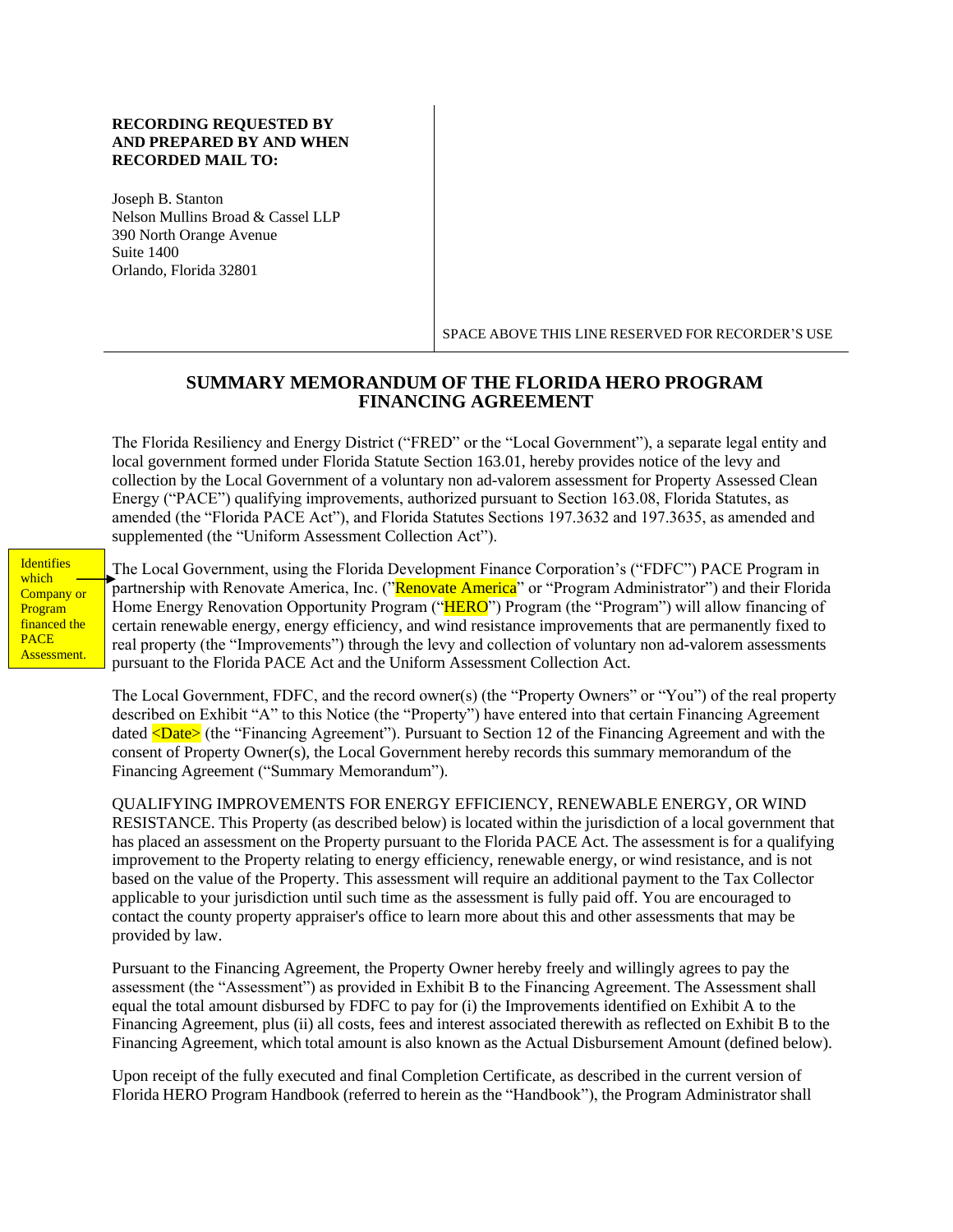**RECORDING REQUESTED BY AND PREPARED BY AND WHEN RECORDED MAIL TO:**

Joseph B. Stanton
Nelson Mullins Broad & Cassel LLP
390 North Orange Avenue
Suite 1400
Orlando, Florida 32801

SPACE ABOVE THIS LINE RESERVED FOR RECORDER'S USE

## SUMMARY MEMORANDUM OF THE FLORIDA HERO PROGRAM FINANCING AGREEMENT

The Florida Resiliency and Energy District ("FRED" or the "Local Government"), a separate legal entity and local government formed under Florida Statute Section 163.01, hereby provides notice of the levy and collection by the Local Government of a voluntary non ad-valorem assessment for Property Assessed Clean Energy ("PACE") qualifying improvements, authorized pursuant to Section 163.08, Florida Statutes, as amended (the "Florida PACE Act"), and Florida Statutes Sections 197.3632 and 197.3635, as amended and supplemented (the "Uniform Assessment Collection Act").

Identifies which Company or Program financed the PACE Assessment.

The Local Government, using the Florida Development Finance Corporation's ("FDFC") PACE Program in partnership with Renovate America, Inc. ("Renovate America" or "Program Administrator") and their Florida Home Energy Renovation Opportunity Program ("HERO") Program (the "Program") will allow financing of certain renewable energy, energy efficiency, and wind resistance improvements that are permanently fixed to real property (the "Improvements") through the levy and collection of voluntary non ad-valorem assessments pursuant to the Florida PACE Act and the Uniform Assessment Collection Act.

The Local Government, FDFC, and the record owner(s) (the "Property Owners" or "You") of the real property described on Exhibit "A" to this Notice (the "Property") have entered into that certain Financing Agreement dated <Date> (the "Financing Agreement"). Pursuant to Section 12 of the Financing Agreement and with the consent of Property Owner(s), the Local Government hereby records this summary memorandum of the Financing Agreement ("Summary Memorandum").

QUALIFYING IMPROVEMENTS FOR ENERGY EFFICIENCY, RENEWABLE ENERGY, OR WIND RESISTANCE. This Property (as described below) is located within the jurisdiction of a local government that has placed an assessment on the Property pursuant to the Florida PACE Act. The assessment is for a qualifying improvement to the Property relating to energy efficiency, renewable energy, or wind resistance, and is not based on the value of the Property. This assessment will require an additional payment to the Tax Collector applicable to your jurisdiction until such time as the assessment is fully paid off. You are encouraged to contact the county property appraiser's office to learn more about this and other assessments that may be provided by law.

Pursuant to the Financing Agreement, the Property Owner hereby freely and willingly agrees to pay the assessment (the "Assessment") as provided in Exhibit B to the Financing Agreement. The Assessment shall equal the total amount disbursed by FDFC to pay for (i) the Improvements identified on Exhibit A to the Financing Agreement, plus (ii) all costs, fees and interest associated therewith as reflected on Exhibit B to the Financing Agreement, which total amount is also known as the Actual Disbursement Amount (defined below).

Upon receipt of the fully executed and final Completion Certificate, as described in the current version of Florida HERO Program Handbook (referred to herein as the "Handbook"), the Program Administrator shall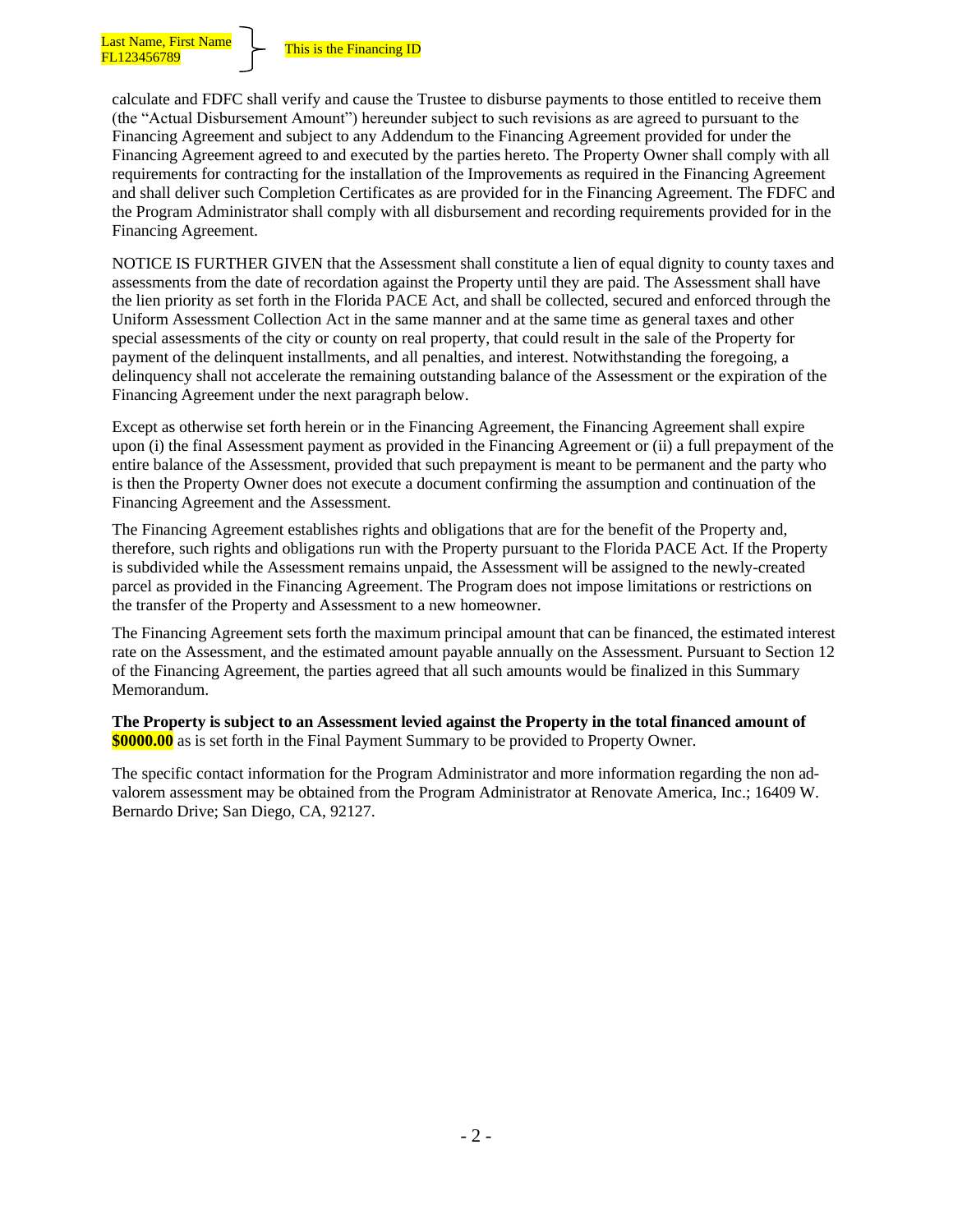Last Name, First Name
FL123456789

This is the Financing ID

calculate and FDFC shall verify and cause the Trustee to disburse payments to those entitled to receive them (the "Actual Disbursement Amount") hereunder subject to such revisions as are agreed to pursuant to the Financing Agreement and subject to any Addendum to the Financing Agreement provided for under the Financing Agreement agreed to and executed by the parties hereto. The Property Owner shall comply with all requirements for contracting for the installation of the Improvements as required in the Financing Agreement and shall deliver such Completion Certificates as are provided for in the Financing Agreement. The FDFC and the Program Administrator shall comply with all disbursement and recording requirements provided for in the Financing Agreement.

NOTICE IS FURTHER GIVEN that the Assessment shall constitute a lien of equal dignity to county taxes and assessments from the date of recordation against the Property until they are paid. The Assessment shall have the lien priority as set forth in the Florida PACE Act, and shall be collected, secured and enforced through the Uniform Assessment Collection Act in the same manner and at the same time as general taxes and other special assessments of the city or county on real property, that could result in the sale of the Property for payment of the delinquent installments, and all penalties, and interest. Notwithstanding the foregoing, a delinquency shall not accelerate the remaining outstanding balance of the Assessment or the expiration of the Financing Agreement under the next paragraph below.

Except as otherwise set forth herein or in the Financing Agreement, the Financing Agreement shall expire upon (i) the final Assessment payment as provided in the Financing Agreement or (ii) a full prepayment of the entire balance of the Assessment, provided that such prepayment is meant to be permanent and the party who is then the Property Owner does not execute a document confirming the assumption and continuation of the Financing Agreement and the Assessment.

The Financing Agreement establishes rights and obligations that are for the benefit of the Property and, therefore, such rights and obligations run with the Property pursuant to the Florida PACE Act. If the Property is subdivided while the Assessment remains unpaid, the Assessment will be assigned to the newly-created parcel as provided in the Financing Agreement. The Program does not impose limitations or restrictions on the transfer of the Property and Assessment to a new homeowner.

The Financing Agreement sets forth the maximum principal amount that can be financed, the estimated interest rate on the Assessment, and the estimated amount payable annually on the Assessment. Pursuant to Section 12 of the Financing Agreement, the parties agreed that all such amounts would be finalized in this Summary Memorandum.

**The Property is subject to an Assessment levied against the Property in the total financed amount of $0000.00** as is set forth in the Final Payment Summary to be provided to Property Owner.

The specific contact information for the Program Administrator and more information regarding the non ad-valorem assessment may be obtained from the Program Administrator at Renovate America, Inc.; 16409 W. Bernardo Drive; San Diego, CA, 92127.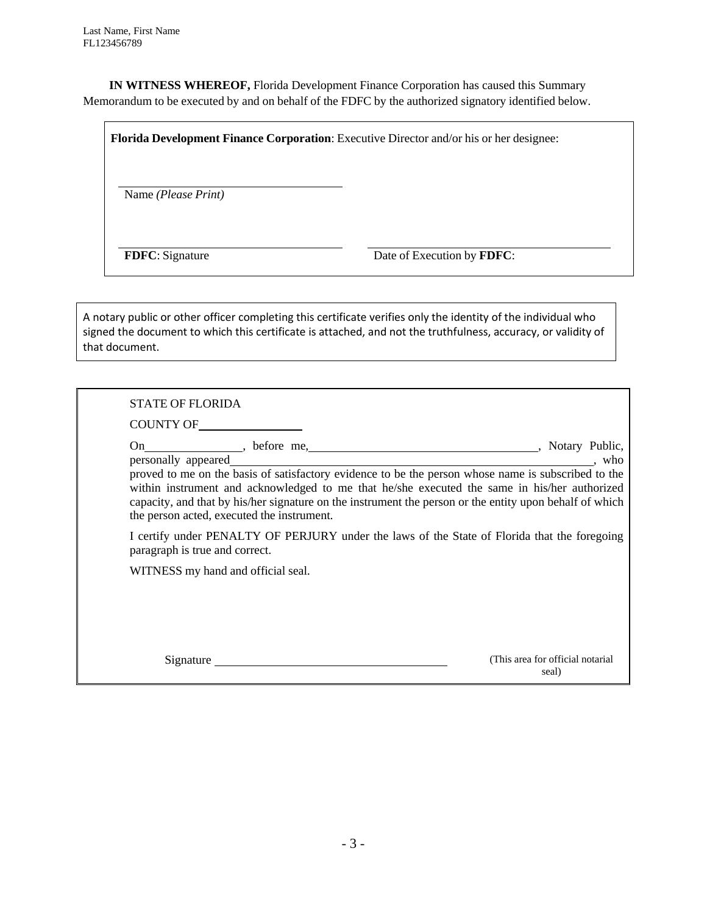**IN WITNESS WHEREOF,** Florida Development Finance Corporation has caused this Summary Memorandum to be executed by and on behalf of the FDFC by the authorized signatory identified below.

**Florida Development Finance Corporation**: Executive Director and/or his or her designee:

______________________________
Name *(Please Print)*

______________________________ ______________________________
**FDFC**: Signature Date of Execution by **FDFC**:

A notary public or other officer completing this certificate verifies only the identity of the individual who signed the document to which this certificate is attached, and not the truthfulness, accuracy, or validity of that document.

STATE OF FLORIDA

COUNTY OF ______________

On ______________, before me, ______________________________, Notary Public, personally appeared ______________________________________________, who proved to me on the basis of satisfactory evidence to be the person whose name is subscribed to the within instrument and acknowledged to me that he/she executed the same in his/her authorized capacity, and that by his/her signature on the instrument the person or the entity upon behalf of which the person acted, executed the instrument.

I certify under PENALTY OF PERJURY under the laws of the State of Florida that the foregoing paragraph is true and correct.

WITNESS my hand and official seal.

Signature ______________________________ (This area for official notarial seal)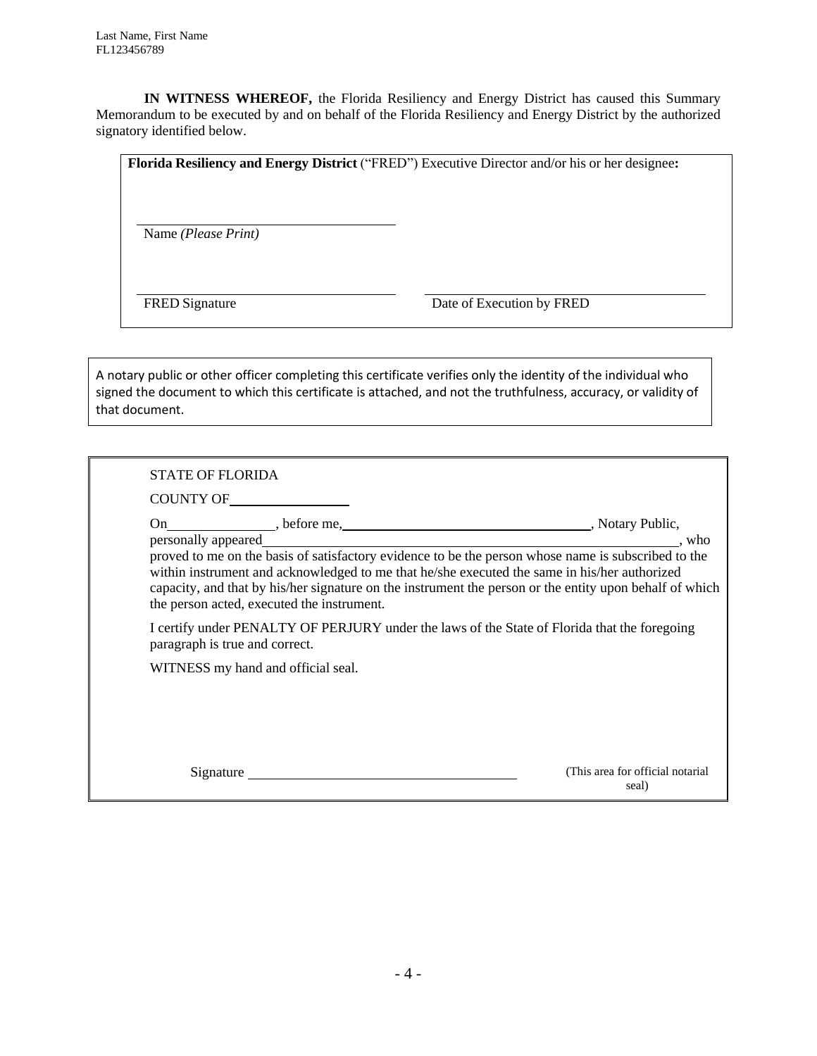**IN WITNESS WHEREOF,** the Florida Resiliency and Energy District has caused this Summary Memorandum to be executed by and on behalf of the Florida Resiliency and Energy District by the authorized signatory identified below.

**Florida Resiliency and Energy District** ("FRED") Executive Director and/or his or her designee**:**

\_\_\_\_\_\_\_\_\_\_\_\_\_\_\_\_\_\_\_\_\_\_\_\_\_\_\_\_\_\_\_\_\_\_\_\_
Name *(Please Print)*

\_\_\_\_\_\_\_\_\_\_\_\_\_\_\_\_\_\_\_\_\_\_\_\_\_\_\_\_\_\_\_\_\_\_\_\_ \_\_\_\_\_\_\_\_\_\_\_\_\_\_\_\_\_\_\_\_\_\_\_\_\_\_\_\_\_\_\_\_\_\_\_\_
FRED Signature Date of Execution by FRED

A notary public or other officer completing this certificate verifies only the identity of the individual who signed the document to which this certificate is attached, and not the truthfulness, accuracy, or validity of that document.

STATE OF FLORIDA

COUNTY OF\_\_\_\_\_\_\_\_\_\_\_\_\_\_\_\_

On\_\_\_\_\_\_\_\_\_\_\_\_\_\_\_, before me,\_\_\_\_\_\_\_\_\_\_\_\_\_\_\_\_\_\_\_\_\_\_\_\_\_\_\_\_\_\_\_\_\_\_\_, Notary Public, personally appeared\_\_\_\_\_\_\_\_\_\_\_\_\_\_\_\_\_\_\_\_\_\_\_\_\_\_\_\_\_\_\_\_\_\_\_\_\_\_\_\_\_\_\_\_\_\_\_\_\_\_\_\_\_\_\_\_\_\_\_\_, who proved to me on the basis of satisfactory evidence to be the person whose name is subscribed to the within instrument and acknowledged to me that he/she executed the same in his/her authorized capacity, and that by his/her signature on the instrument the person or the entity upon behalf of which the person acted, executed the instrument.

I certify under PENALTY OF PERJURY under the laws of the State of Florida that the foregoing paragraph is true and correct.

WITNESS my hand and official seal.

Signature \_\_\_\_\_\_\_\_\_\_\_\_\_\_\_\_\_\_\_\_\_\_\_\_\_\_\_\_\_\_\_\_\_\_\_\_ (This area for official notarial seal)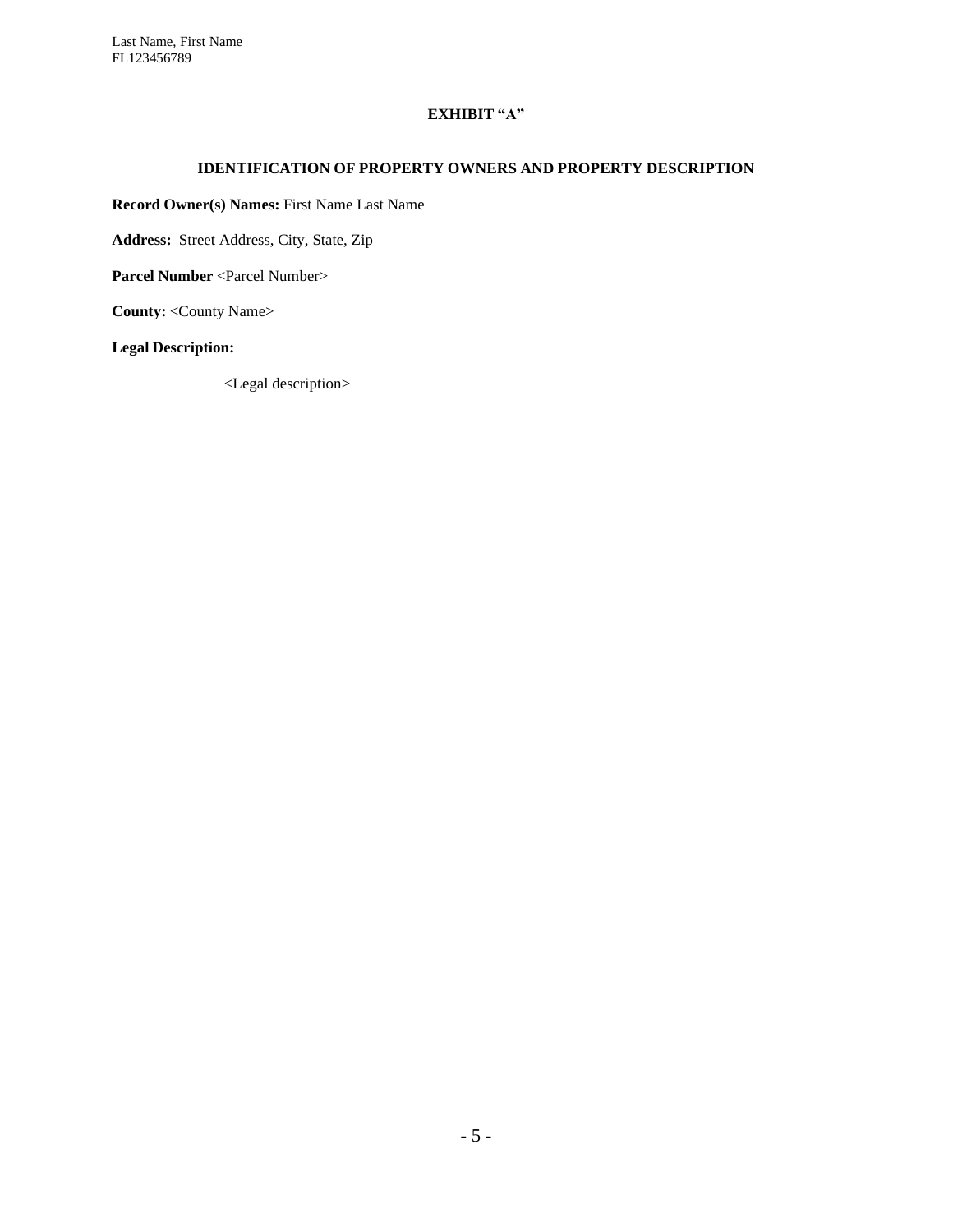Last Name, First Name
FL123456789

## EXHIBIT "A"

### IDENTIFICATION OF PROPERTY OWNERS AND PROPERTY DESCRIPTION

**Record Owner(s) Names:** First Name Last Name

**Address:** Street Address, City, State, Zip

**Parcel Number** <Parcel Number>

**County:** <County Name>

**Legal Description:**

<Legal description>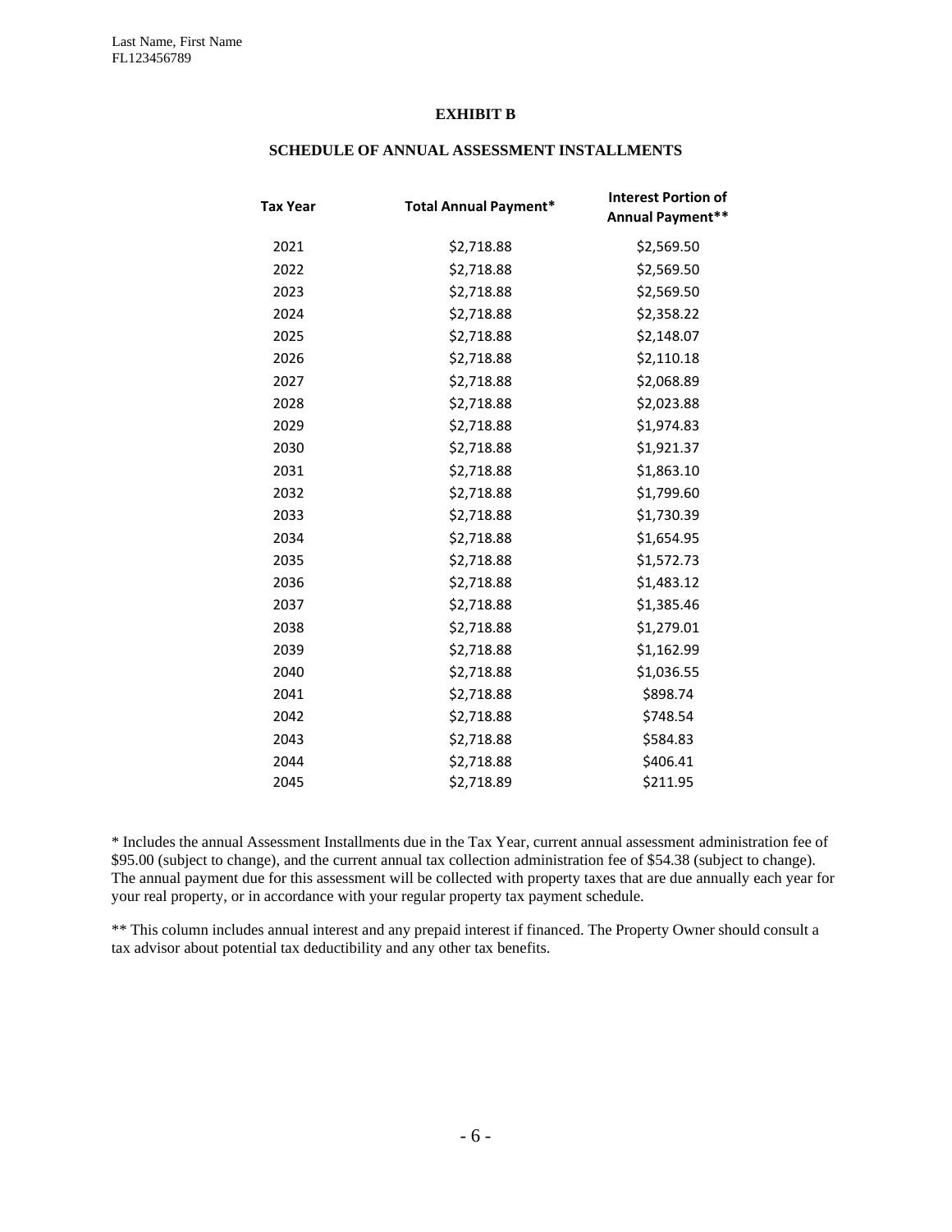Last Name, First Name
FL123456789

**EXHIBIT B**

**SCHEDULE OF ANNUAL ASSESSMENT INSTALLMENTS**

| Tax Year | Total Annual Payment* | Interest Portion of Annual Payment** |
|---|---|---|
| 2021 | $2,718.88 | $2,569.50 |
| 2022 | $2,718.88 | $2,569.50 |
| 2023 | $2,718.88 | $2,569.50 |
| 2024 | $2,718.88 | $2,358.22 |
| 2025 | $2,718.88 | $2,148.07 |
| 2026 | $2,718.88 | $2,110.18 |
| 2027 | $2,718.88 | $2,068.89 |
| 2028 | $2,718.88 | $2,023.88 |
| 2029 | $2,718.88 | $1,974.83 |
| 2030 | $2,718.88 | $1,921.37 |
| 2031 | $2,718.88 | $1,863.10 |
| 2032 | $2,718.88 | $1,799.60 |
| 2033 | $2,718.88 | $1,730.39 |
| 2034 | $2,718.88 | $1,654.95 |
| 2035 | $2,718.88 | $1,572.73 |
| 2036 | $2,718.88 | $1,483.12 |
| 2037 | $2,718.88 | $1,385.46 |
| 2038 | $2,718.88 | $1,279.01 |
| 2039 | $2,718.88 | $1,162.99 |
| 2040 | $2,718.88 | $1,036.55 |
| 2041 | $2,718.88 | $898.74 |
| 2042 | $2,718.88 | $748.54 |
| 2043 | $2,718.88 | $584.83 |
| 2044 | $2,718.88 | $406.41 |
| 2045 | $2,718.89 | $211.95 |

* Includes the annual Assessment Installments due in the Tax Year, current annual assessment administration fee of $95.00 (subject to change), and the current annual tax collection administration fee of $54.38 (subject to change). The annual payment due for this assessment will be collected with property taxes that are due annually each year for your real property, or in accordance with your regular property tax payment schedule.

** This column includes annual interest and any prepaid interest if financed. The Property Owner should consult a tax advisor about potential tax deductibility and any other tax benefits.